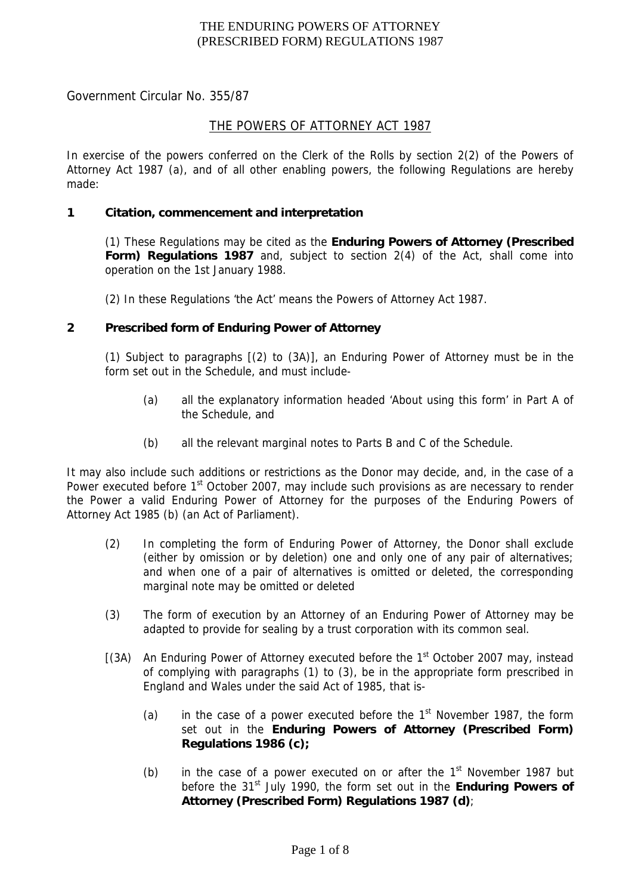Government Circular No. 355/87

# THE POWERS OF ATTORNEY ACT 1987

In exercise of the powers conferred on the Clerk of the Rolls by section 2(2) of the Powers of Attorney Act 1987 (a), and of all other enabling powers, the following Regulations are hereby made:

## 1 Citation, commencement and interpretation

(1) These Regulations may be cited as the **Enduring Powers of Attorney (Prescribed Form) Regulations 1987** and, subject to section 2(4) of the Act, shall come into operation on the 1st January 1988.

(2) In these Regulations 'the Act' means the Powers of Attorney Act 1987.

## 2 Prescribed form of Enduring Power of Attorney

(1) Subject to paragraphs [(2) to (3A)], an Enduring Power of Attorney must be in the form set out in the Schedule, and must include-

(a) all the explanatory information headed 'About using this form' in Part A of the Schedule, and

(b) all the relevant marginal notes to Parts B and C of the Schedule.

It may also include such additions or restrictions as the Donor may decide, and, in the case of a Power executed before 1st October 2007, may include such provisions as are necessary to render the Power a valid Enduring Power of Attorney for the purposes of the Enduring Powers of Attorney Act 1985 (b) (an Act of Parliament).

(2) In completing the form of Enduring Power of Attorney, the Donor shall exclude (either by omission or by deletion) one and only one of any pair of alternatives; and when one of a pair of alternatives is omitted or deleted, the corresponding marginal note may be omitted or deleted

(3) The form of execution by an Attorney of an Enduring Power of Attorney may be adapted to provide for sealing by a trust corporation with its common seal.

[(3A) An Enduring Power of Attorney executed before the 1st October 2007 may, instead of complying with paragraphs (1) to (3), be in the appropriate form prescribed in England and Wales under the said Act of 1985, that is-

(a) in the case of a power executed before the 1st November 1987, the form set out in the **Enduring Powers of Attorney (Prescribed Form) Regulations 1986 (c);**

(b) in the case of a power executed on or after the 1st November 1987 but before the 31st July 1990, the form set out in the **Enduring Powers of Attorney (Prescribed Form) Regulations 1987 (d)**;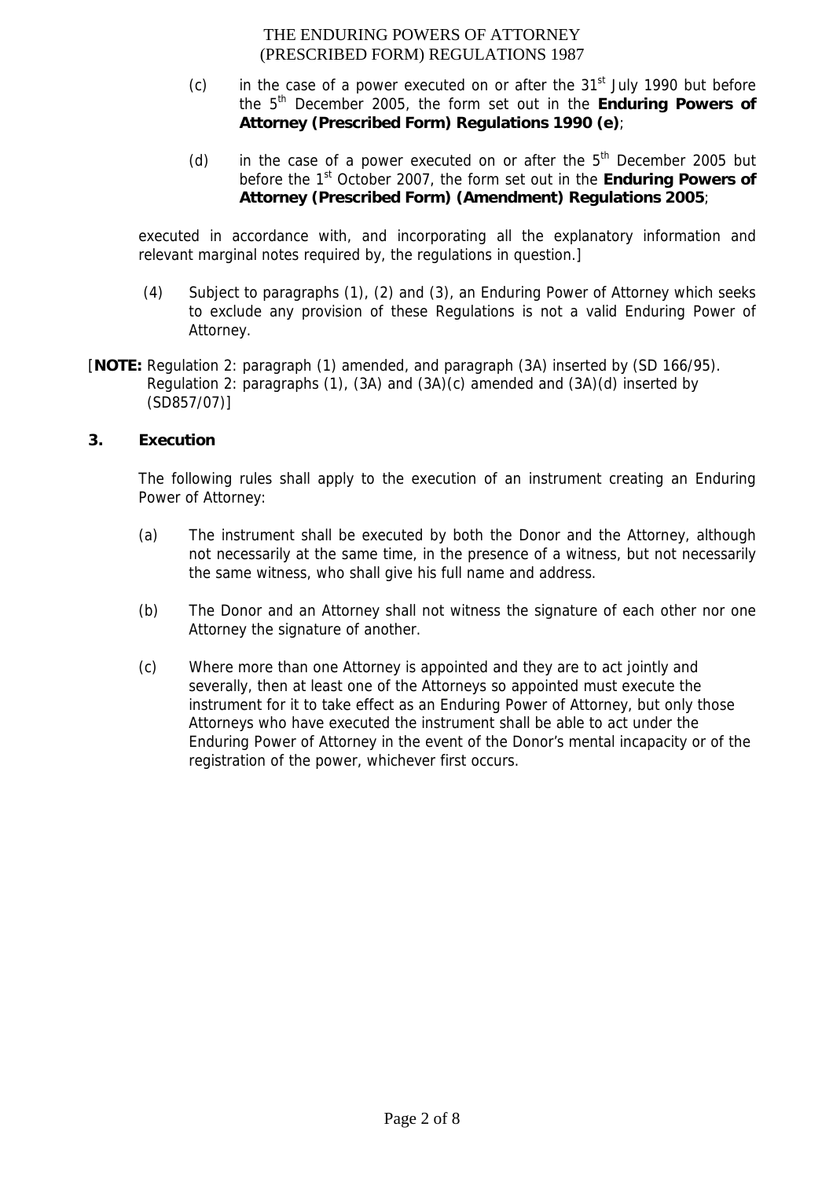(c) in the case of a power executed on or after the 31st July 1990 but before the 5th December 2005, the form set out in the **Enduring Powers of Attorney (Prescribed Form) Regulations 1990 (e)**;

(d) in the case of a power executed on or after the 5th December 2005 but before the 1st October 2007, the form set out in the **Enduring Powers of Attorney (Prescribed Form) (Amendment) Regulations 2005**;

executed in accordance with, and incorporating all the explanatory information and relevant marginal notes required by, the regulations in question.]

(4) Subject to paragraphs (1), (2) and (3), an Enduring Power of Attorney which seeks to exclude any provision of these Regulations is not a valid Enduring Power of Attorney.

[**NOTE:** Regulation 2: paragraph (1) amended, and paragraph (3A) inserted by (SD 166/95). Regulation 2: paragraphs (1), (3A) and (3A)(c) amended and (3A)(d) inserted by (SD857/07)]

## 3. Execution

The following rules shall apply to the execution of an instrument creating an Enduring Power of Attorney:

(a) The instrument shall be executed by both the Donor and the Attorney, although not necessarily at the same time, in the presence of a witness, but not necessarily the same witness, who shall give his full name and address.

(b) The Donor and an Attorney shall not witness the signature of each other nor one Attorney the signature of another.

(c) Where more than one Attorney is appointed and they are to act jointly and severally, then at least one of the Attorneys so appointed must execute the instrument for it to take effect as an Enduring Power of Attorney, but only those Attorneys who have executed the instrument shall be able to act under the Enduring Power of Attorney in the event of the Donor's mental incapacity or of the registration of the power, whichever first occurs.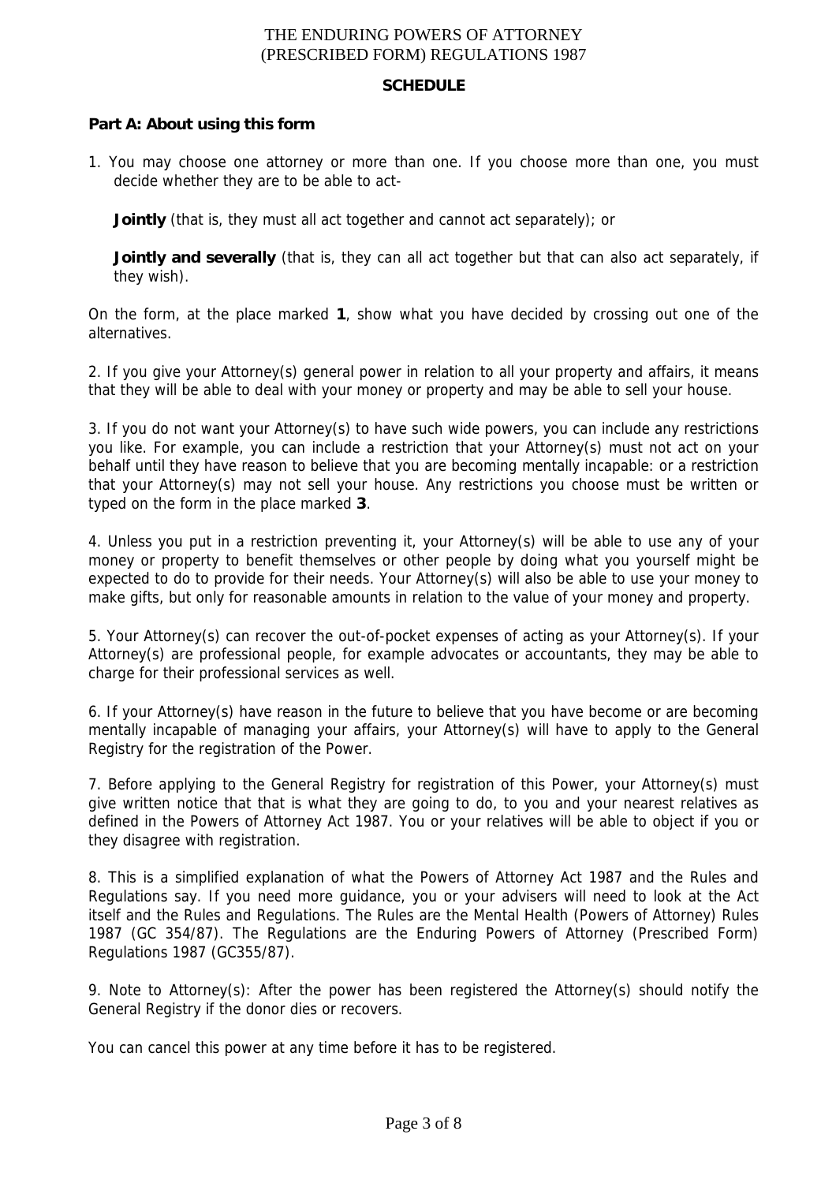THE ENDURING POWERS OF ATTORNEY
(PRESCRIBED FORM) REGULATIONS 1987

**SCHEDULE**

**Part A: About using this form**

1. You may choose one attorney or more than one. If you choose more than one, you must decide whether they are to be able to act-

   **Jointly** (that is, they must all act together and cannot act separately); or

   **Jointly and severally** (that is, they can all act together but that can also act separately, if they wish).

On the form, at the place marked **1**, show what you have decided by crossing out one of the alternatives.

2. If you give your Attorney(s) general power in relation to all your property and affairs, it means that they will be able to deal with your money or property and may be able to sell your house.

3. If you do not want your Attorney(s) to have such wide powers, you can include any restrictions you like. For example, you can include a restriction that your Attorney(s) must not act on your behalf until they have reason to believe that you are becoming mentally incapable: or a restriction that your Attorney(s) may not sell your house. Any restrictions you choose must be written or typed on the form in the place marked **3**.

4. Unless you put in a restriction preventing it, your Attorney(s) will be able to use any of your money or property to benefit themselves or other people by doing what you yourself might be expected to do to provide for their needs. Your Attorney(s) will also be able to use your money to make gifts, but only for reasonable amounts in relation to the value of your money and property.

5. Your Attorney(s) can recover the out-of-pocket expenses of acting as your Attorney(s). If your Attorney(s) are professional people, for example advocates or accountants, they may be able to charge for their professional services as well.

6. If your Attorney(s) have reason in the future to believe that you have become or are becoming mentally incapable of managing your affairs, your Attorney(s) will have to apply to the General Registry for the registration of the Power.

7. Before applying to the General Registry for registration of this Power, your Attorney(s) must give written notice that that is what they are going to do, to you and your nearest relatives as defined in the Powers of Attorney Act 1987. You or your relatives will be able to object if you or they disagree with registration.

8. This is a simplified explanation of what the Powers of Attorney Act 1987 and the Rules and Regulations say. If you need more guidance, you or your advisers will need to look at the Act itself and the Rules and Regulations. The Rules are the Mental Health (Powers of Attorney) Rules 1987 (GC 354/87). The Regulations are the Enduring Powers of Attorney (Prescribed Form) Regulations 1987 (GC355/87).

9. Note to Attorney(s): After the power has been registered the Attorney(s) should notify the General Registry if the donor dies or recovers.

You can cancel this power at any time before it has to be registered.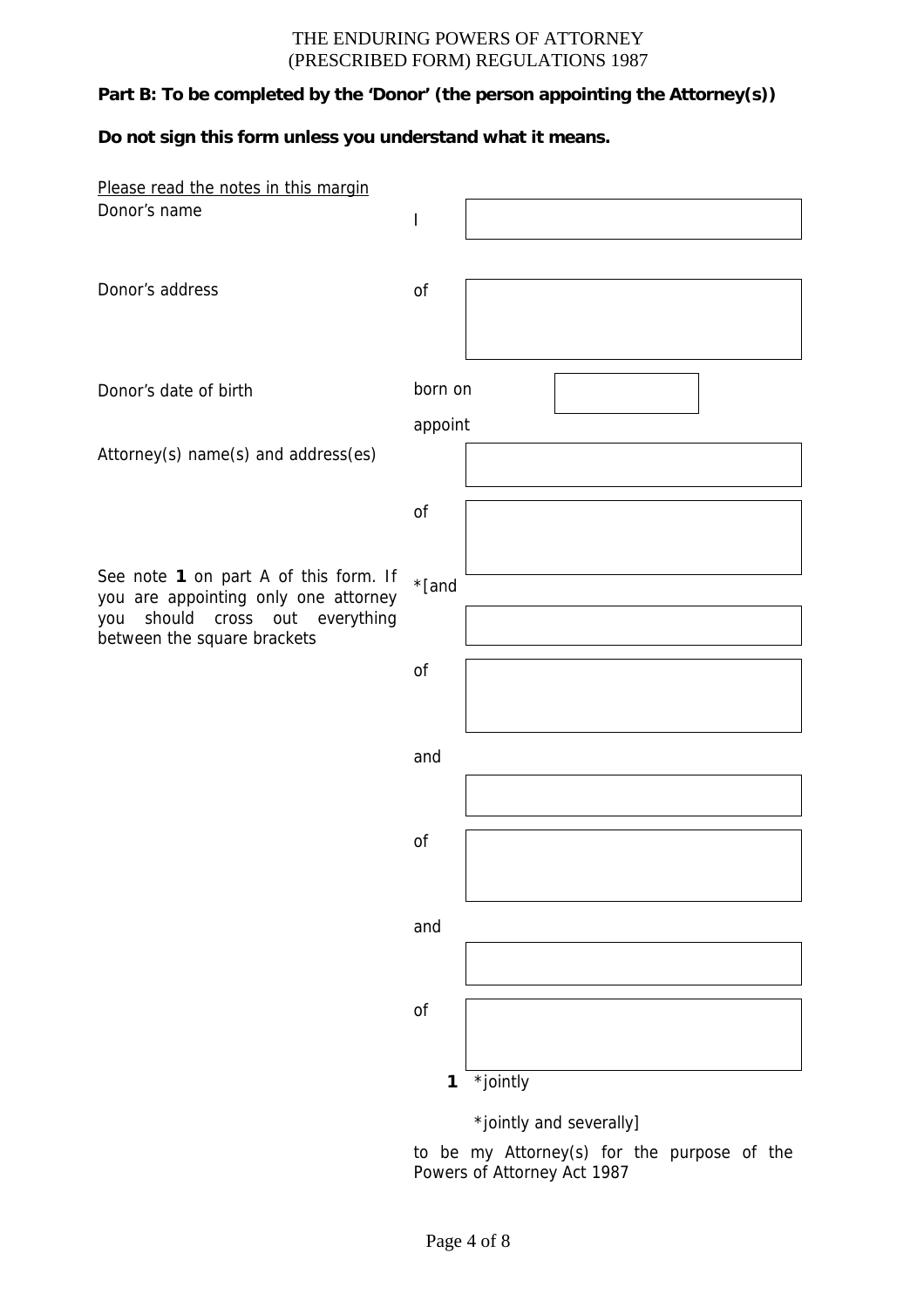THE ENDURING POWERS OF ATTORNEY
(PRESCRIBED FORM) REGULATIONS 1987

**Part B: To be completed by the 'Donor' (the person appointing the Attorney(s))**

**Do not sign this form unless you understand what it means.**

Please read the notes in this margin

| | | |
|---|---|---|
| Donor's name | I | |
| Donor's address | of | |
| Donor's date of birth | born on | |
| | appoint | |
| Attorney(s) name(s) and address(es) | | |
| | of | |
| See note **1** on part A of this form. If you are appointing only one attorney you should cross out everything between the square brackets | *[and | |
| | | |
| | of | |
| | and | |
| | | |
| | of | |
| | and | |
| | | |
| | of | |

**1** *jointly

*jointly and severally]

to be my Attorney(s) for the purpose of the Powers of Attorney Act 1987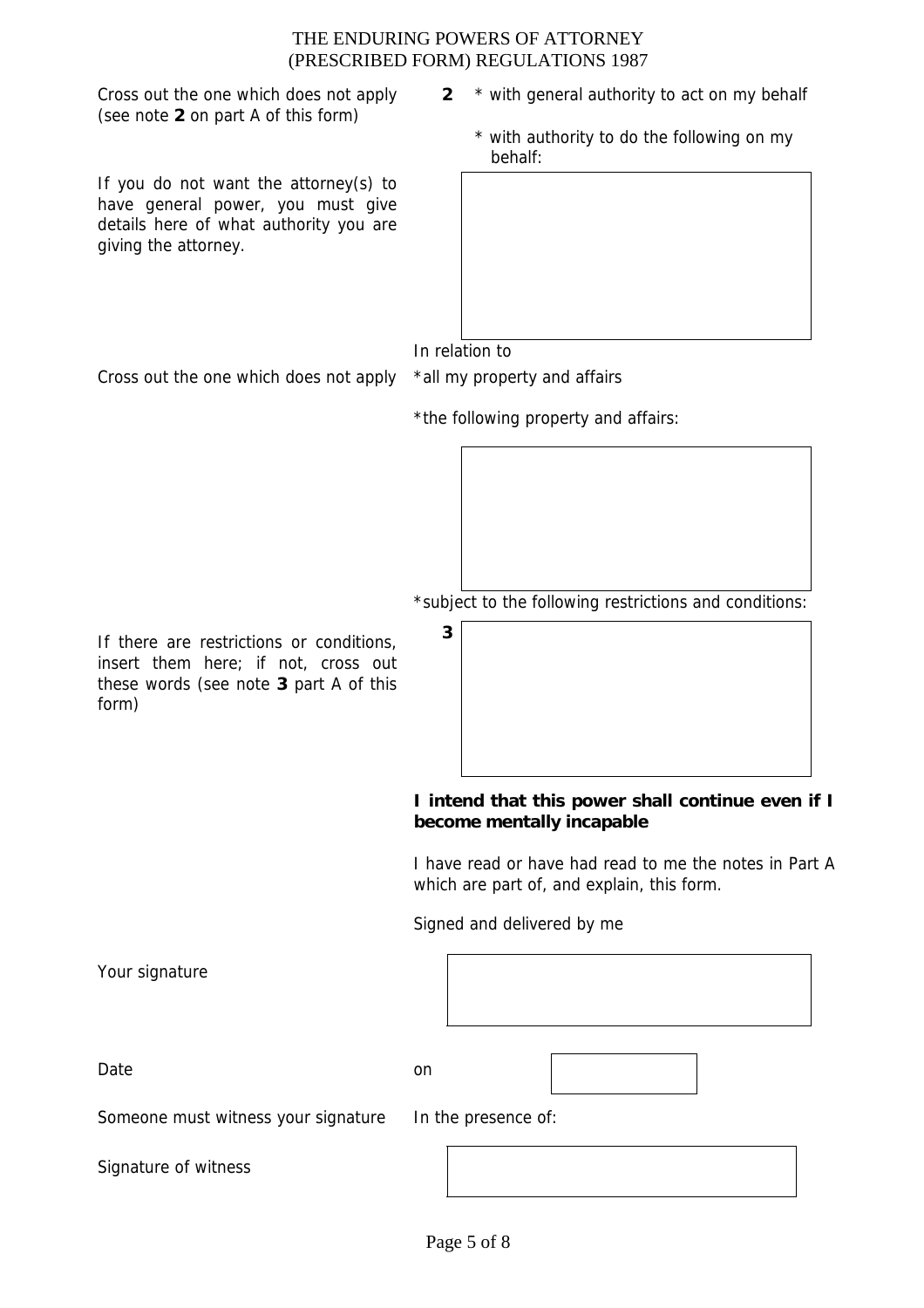Cross out the one which does not apply (see note **2** on part A of this form)

**2** * with general authority to act on my behalf

* with authority to do the following on my behalf:

If you do not want the attorney(s) to have general power, you must give details here of what authority you are giving the attorney.

In relation to

Cross out the one which does not apply

*all my property and affairs

*the following property and affairs:

*subject to the following restrictions and conditions:

If there are restrictions or conditions, insert them here; if not, cross out these words (see note **3** part A of this form)

**3**

**I intend that this power shall continue even if I become mentally incapable**

I have read or have had read to me the notes in Part A which are part of, and explain, this form.

Signed and delivered by me

Your signature

Date

on

Someone must witness your signature

In the presence of:

Signature of witness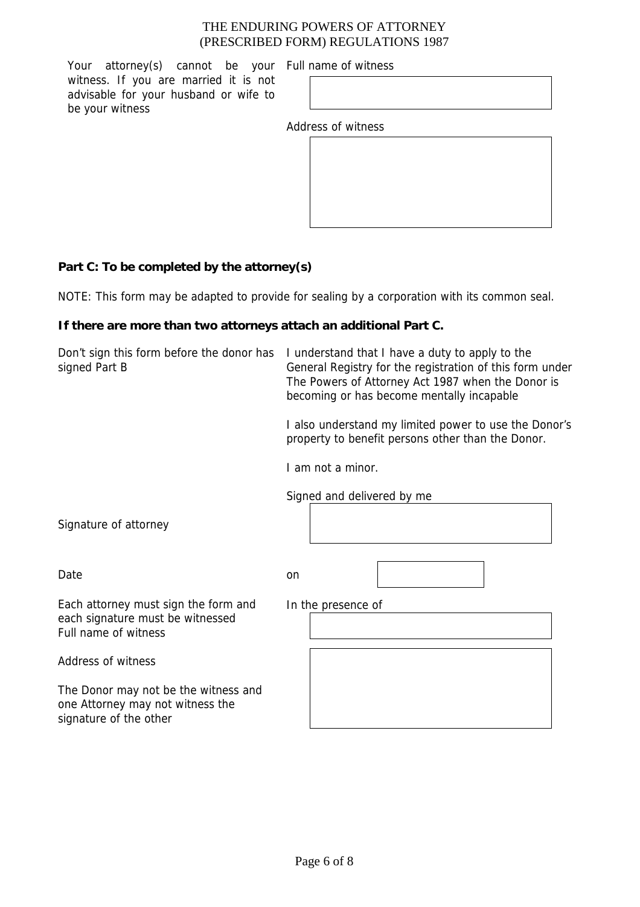Your attorney(s) cannot be your witness. If you are married it is not advisable for your husband or wife to be your witness

Full name of witness

Address of witness

**Part C: To be completed by the attorney(s)**

NOTE: This form may be adapted to provide for sealing by a corporation with its common seal.

**If there are more than two attorneys attach an additional Part C.**

Don't sign this form before the donor has signed Part B

I understand that I have a duty to apply to the General Registry for the registration of this form under The Powers of Attorney Act 1987 when the Donor is becoming or has become mentally incapable

I also understand my limited power to use the Donor's property to benefit persons other than the Donor.

I am not a minor.

Signed and delivered by me

Signature of attorney

Date

on

Each attorney must sign the form and each signature must be witnessed

In the presence of

Full name of witness

Address of witness

The Donor may not be the witness and one Attorney may not witness the signature of the other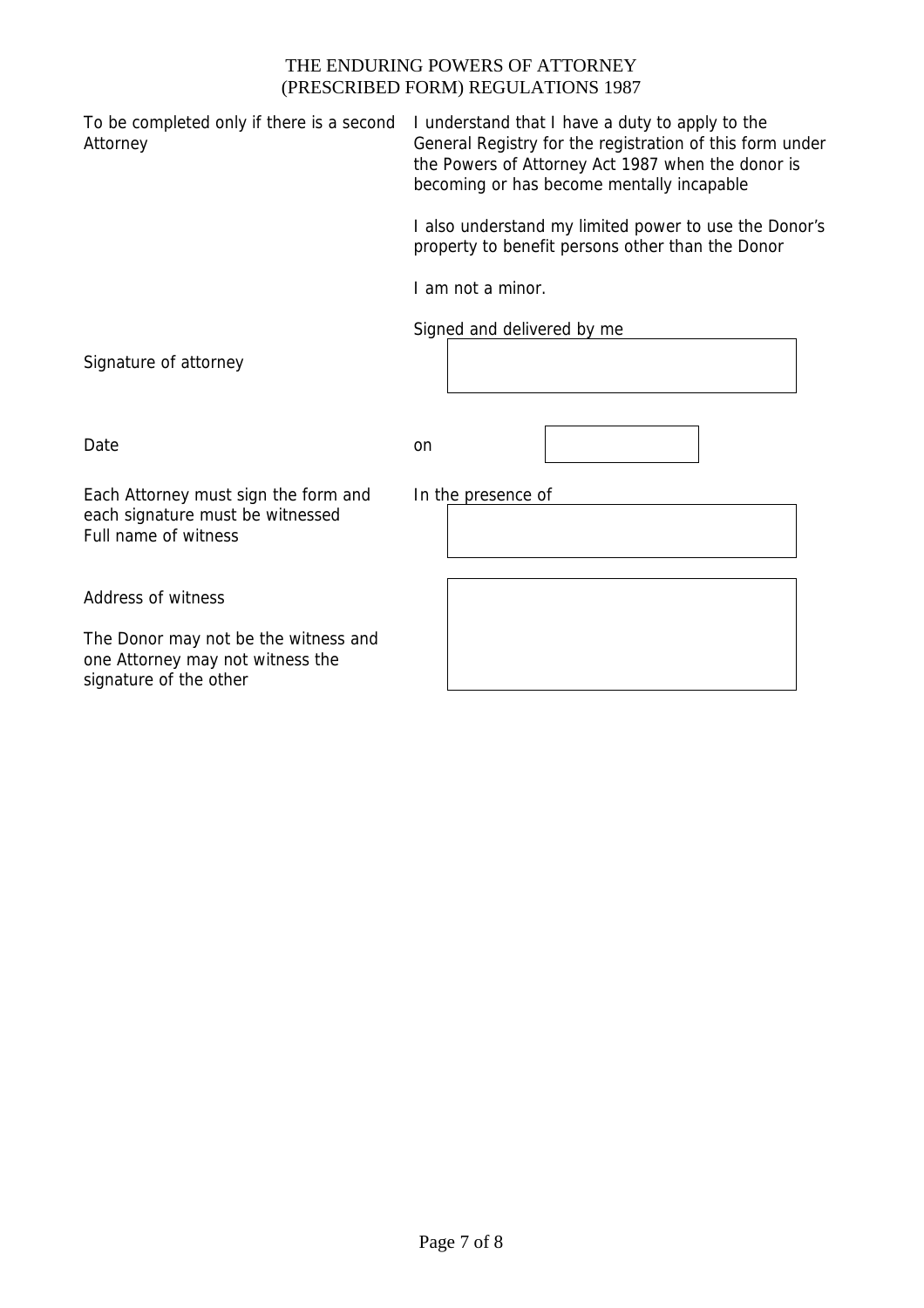| | |
|---|---|
| To be completed only if there is a second Attorney | I understand that I have a duty to apply to the General Registry for the registration of this form under the Powers of Attorney Act 1987 when the donor is becoming or has become mentally incapable |
| | I also understand my limited power to use the Donor's property to benefit persons other than the Donor |
| | I am not a minor. |
| Signature of attorney | Signed and delivered by me |
| Date | on |
| Each Attorney must sign the form and each signature must be witnessed<br>Full name of witness | In the presence of |
| Address of witness | |
| The Donor may not be the witness and one Attorney may not witness the signature of the other | |